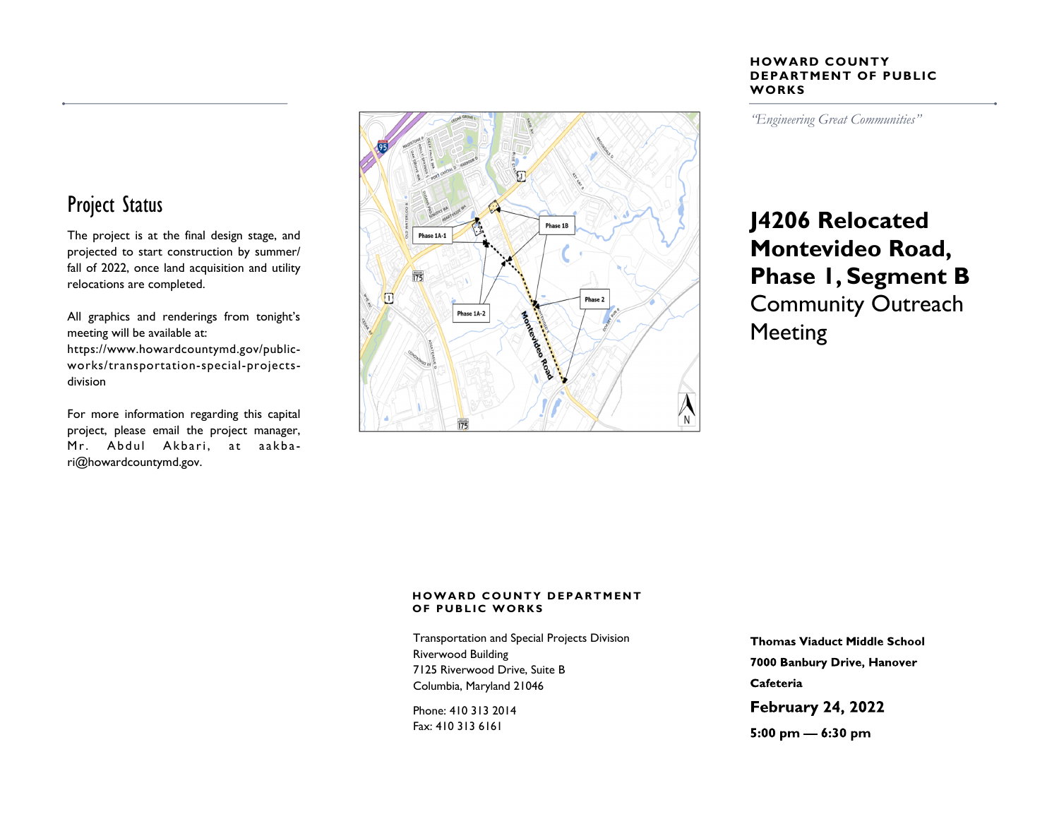## HOWARD COUNTY DEPARTMENT OF PUBLIC WORKS

*"Engineering Great Communities"*

# J4206 Relocated Montevideo Road, Phase 1, Segment B

## Community Outreach Meeting

**Thomas Viaduct Middle School**

**7000 Banbury Drive, Hanover**

**Cafeteria**

**February 24, 2022**

**5:00 pm — 6:30 pm**

## Project Status

The project is at the final design stage, and projected to start construction by summer/fall of 2022, once land acquisition and utility relocations are completed.

All graphics and renderings from tonight's meeting will be available at: https://www.howardcountymd.gov/public-works/transportation-special-projects-division

For more information regarding this capital project, please email the project manager, Mr. Abdul Akbari, at aakbari@howardcountymd.gov.

### HOWARD COUNTY DEPARTMENT OF PUBLIC WORKS

Transportation and Special Projects Division
Riverwood Building
7125 Riverwood Drive, Suite B
Columbia, Maryland 21046

Phone: 410 313 2014
Fax: 410 313 6161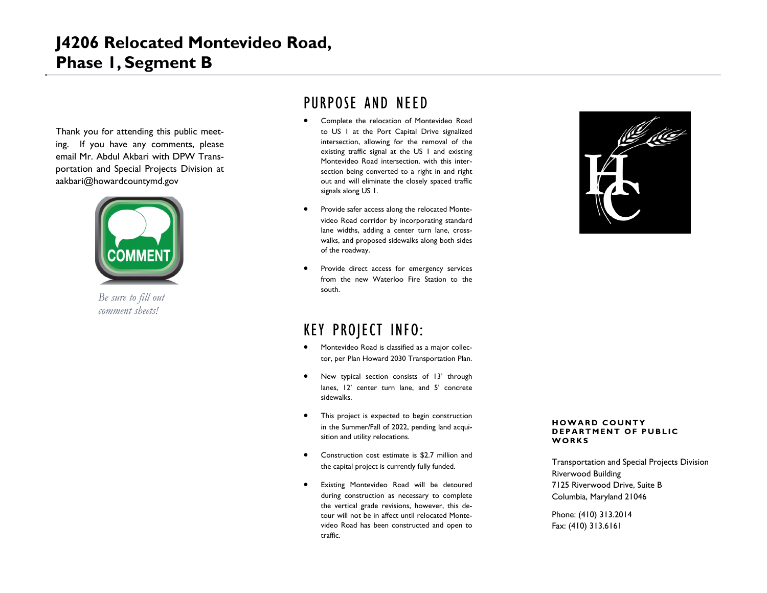# J4206 Relocated Montevideo Road, Phase 1, Segment B

Thank you for attending this public meeting. If you have any comments, please email Mr. Abdul Akbari with DPW Transportation and Special Projects Division at aakbari@howardcountymd.gov

*Be sure to fill out comment sheets!*

## PURPOSE AND NEED

- Complete the relocation of Montevideo Road to US 1 at the Port Capital Drive signalized intersection, allowing for the removal of the existing traffic signal at the US 1 and existing Montevideo Road intersection, with this intersection being converted to a right in and right out and will eliminate the closely spaced traffic signals along US 1.
- Provide safer access along the relocated Montevideo Road corridor by incorporating standard lane widths, adding a center turn lane, crosswalks, and proposed sidewalks along both sides of the roadway.
- Provide direct access for emergency services from the new Waterloo Fire Station to the south.

## KEY PROJECT INFO:

- Montevideo Road is classified as a major collector, per Plan Howard 2030 Transportation Plan.
- New typical section consists of 13' through lanes, 12' center turn lane, and 5' concrete sidewalks.
- This project is expected to begin construction in the Summer/Fall of 2022, pending land acquisition and utility relocations.
- Construction cost estimate is $2.7 million and the capital project is currently fully funded.
- Existing Montevideo Road will be detoured during construction as necessary to complete the vertical grade revisions, however, this detour will not be in affect until relocated Montevideo Road has been constructed and open to traffic.

**HOWARD COUNTY DEPARTMENT OF PUBLIC WORKS**

Transportation and Special Projects Division
Riverwood Building
7125 Riverwood Drive, Suite B
Columbia, Maryland 21046

Phone: (410) 313.2014
Fax: (410) 313.6161